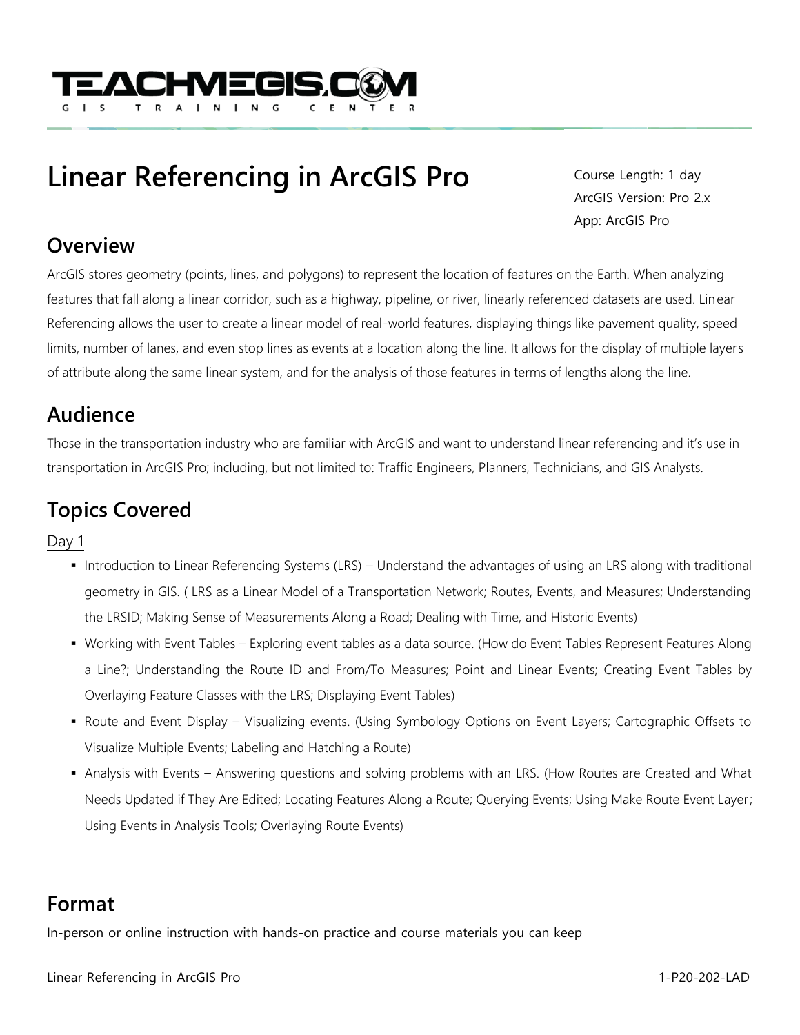# Linear Referencing in ArcGIS Pro

Course Length: 1 day
ArcGIS Version: Pro 2.x
App: ArcGIS Pro

## Overview

ArcGIS stores geometry (points, lines, and polygons) to represent the location of features on the Earth. When analyzing features that fall along a linear corridor, such as a highway, pipeline, or river, linearly referenced datasets are used. Linear Referencing allows the user to create a linear model of real-world features, displaying things like pavement quality, speed limits, number of lanes, and even stop lines as events at a location along the line. It allows for the display of multiple layers of attribute along the same linear system, and for the analysis of those features in terms of lengths along the line.

## Audience

Those in the transportation industry who are familiar with ArcGIS and want to understand linear referencing and it's use in transportation in ArcGIS Pro; including, but not limited to: Traffic Engineers, Planners, Technicians, and GIS Analysts.

## Topics Covered

Day 1

- Introduction to Linear Referencing Systems (LRS) – Understand the advantages of using an LRS along with traditional geometry in GIS. ( LRS as a Linear Model of a Transportation Network; Routes, Events, and Measures; Understanding the LRSID; Making Sense of Measurements Along a Road; Dealing with Time, and Historic Events)
- Working with Event Tables – Exploring event tables as a data source. (How do Event Tables Represent Features Along a Line?; Understanding the Route ID and From/To Measures; Point and Linear Events; Creating Event Tables by Overlaying Feature Classes with the LRS; Displaying Event Tables)
- Route and Event Display – Visualizing events. (Using Symbology Options on Event Layers; Cartographic Offsets to Visualize Multiple Events; Labeling and Hatching a Route)
- Analysis with Events – Answering questions and solving problems with an LRS. (How Routes are Created and What Needs Updated if They Are Edited; Locating Features Along a Route; Querying Events; Using Make Route Event Layer; Using Events in Analysis Tools; Overlaying Route Events)

## Format

In-person or online instruction with hands-on practice and course materials you can keep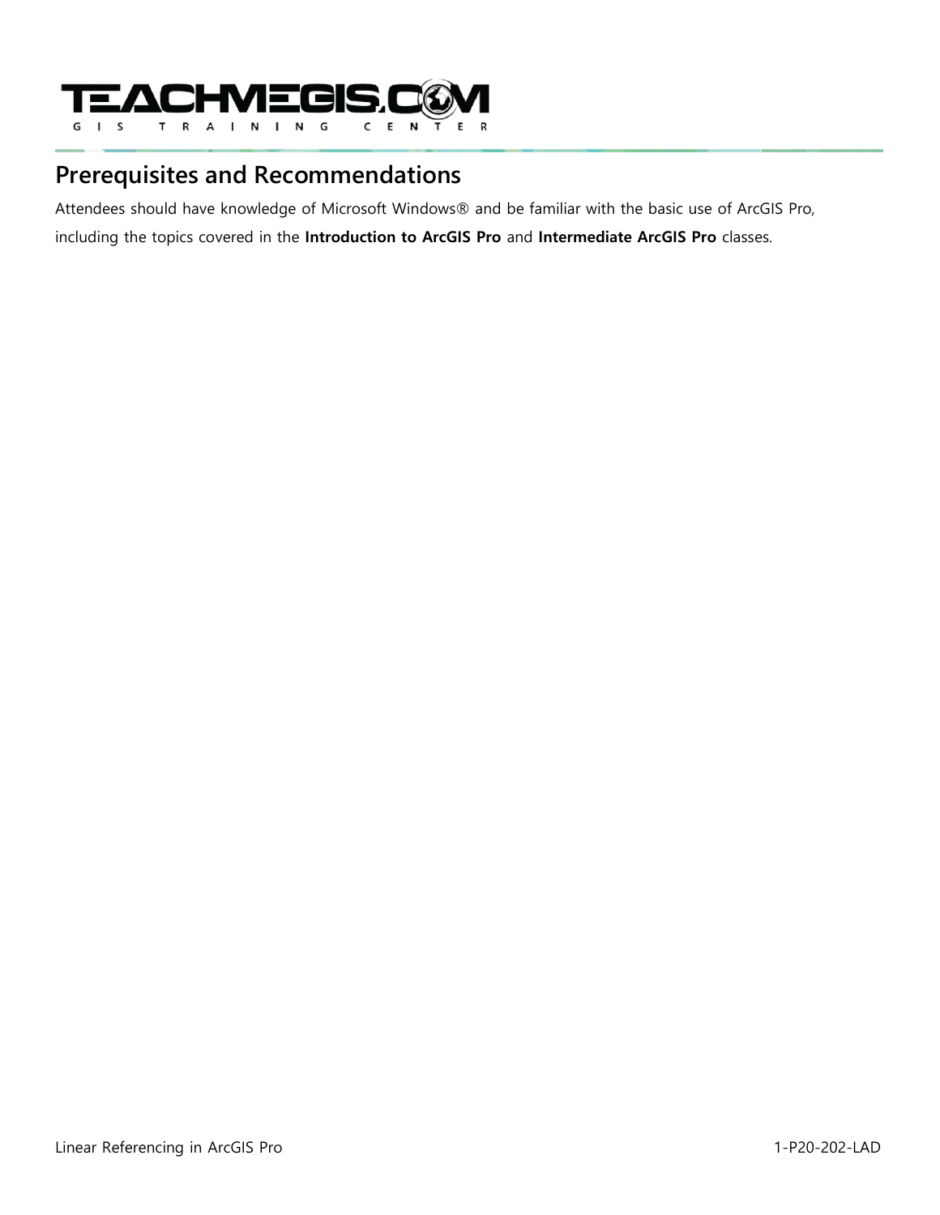## Prerequisites and Recommendations

Attendees should have knowledge of Microsoft Windows® and be familiar with the basic use of ArcGIS Pro, including the topics covered in the **Introduction to ArcGIS Pro** and **Intermediate ArcGIS Pro** classes.